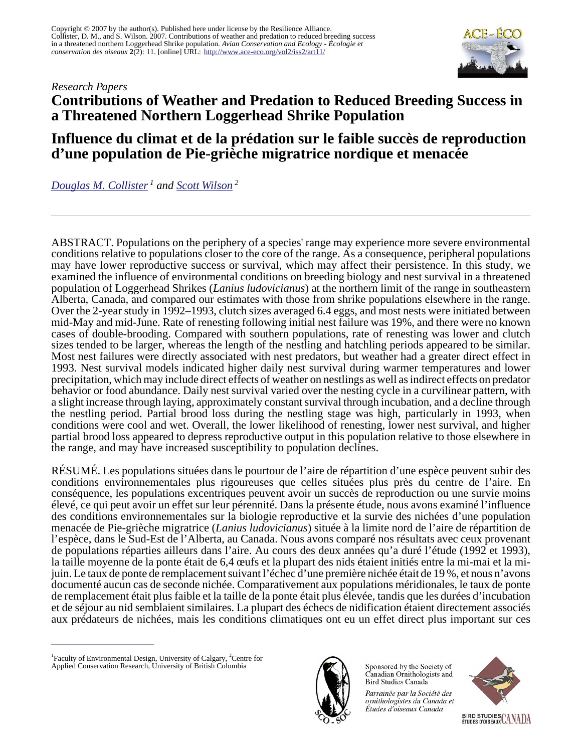Copyright © 2007 by the author(s). Published here under license by the Resilience Alliance.
Collister, D. M., and S. Wilson. 2007. Contributions of weather and predation to reduced breeding success in a threatened northern Loggerhead Shrike population. *Avian Conservation and Ecology - Écologie et conservation des oiseaux* **2**(2): 11. [online] URL: http://www.ace-eco.org/vol2/iss2/art11/

*Research Papers*

# Contributions of Weather and Predation to Reduced Breeding Success in a Threatened Northern Loggerhead Shrike Population

# Influence du climat et de la prédation sur le faible succès de reproduction d'une population de Pie-grièche migratrice nordique et menacée

*Douglas M. Collister* [1] *and* *Scott Wilson* [2]

ABSTRACT. Populations on the periphery of a species' range may experience more severe environmental conditions relative to populations closer to the core of the range. As a consequence, peripheral populations may have lower reproductive success or survival, which may affect their persistence. In this study, we examined the influence of environmental conditions on breeding biology and nest survival in a threatened population of Loggerhead Shrikes (*Lanius ludovicianus*) at the northern limit of the range in southeastern Alberta, Canada, and compared our estimates with those from shrike populations elsewhere in the range. Over the 2-year study in 1992–1993, clutch sizes averaged 6.4 eggs, and most nests were initiated between mid-May and mid-June. Rate of renesting following initial nest failure was 19%, and there were no known cases of double-brooding. Compared with southern populations, rate of renesting was lower and clutch sizes tended to be larger, whereas the length of the nestling and hatchling periods appeared to be similar. Most nest failures were directly associated with nest predators, but weather had a greater direct effect in 1993. Nest survival models indicated higher daily nest survival during warmer temperatures and lower precipitation, which may include direct effects of weather on nestlings as well as indirect effects on predator behavior or food abundance. Daily nest survival varied over the nesting cycle in a curvilinear pattern, with a slight increase through laying, approximately constant survival through incubation, and a decline through the nestling period. Partial brood loss during the nestling stage was high, particularly in 1993, when conditions were cool and wet. Overall, the lower likelihood of renesting, lower nest survival, and higher partial brood loss appeared to depress reproductive output in this population relative to those elsewhere in the range, and may have increased susceptibility to population declines.

RÉSUMÉ. Les populations situées dans le pourtour de l'aire de répartition d'une espèce peuvent subir des conditions environnementales plus rigoureuses que celles situées plus près du centre de l'aire. En conséquence, les populations excentriques peuvent avoir un succès de reproduction ou une survie moins élevé, ce qui peut avoir un effet sur leur pérennité. Dans la présente étude, nous avons examiné l'influence des conditions environnementales sur la biologie reproductive et la survie des nichées d'une population menacée de Pie-grièche migratrice (*Lanius ludovicianus*) située à la limite nord de l'aire de répartition de l'espèce, dans le Sud-Est de l'Alberta, au Canada. Nous avons comparé nos résultats avec ceux provenant de populations réparties ailleurs dans l'aire. Au cours des deux années qu'a duré l'étude (1992 et 1993), la taille moyenne de la ponte était de 6,4 œufs et la plupart des nids étaient initiés entre la mi-mai et la mi-juin. Le taux de ponte de remplacement suivant l'échec d'une première nichée était de 19 %, et nous n'avons documenté aucun cas de seconde nichée. Comparativement aux populations méridionales, le taux de ponte de remplacement était plus faible et la taille de la ponte était plus élevée, tandis que les durées d'incubation et de séjour au nid semblaient similaires. La plupart des échecs de nidification étaient directement associés aux prédateurs de nichées, mais les conditions climatiques ont eu un effet direct plus important sur ces

[1]Faculty of Environmental Design, University of Calgary, [2]Centre for Applied Conservation Research, University of British Columbia

Sponsored by the Society of Canadian Ornithologists and Bird Studies Canada

*Parrainée par la Société des ornithologistes du Canada et Études d'oiseaux Canada*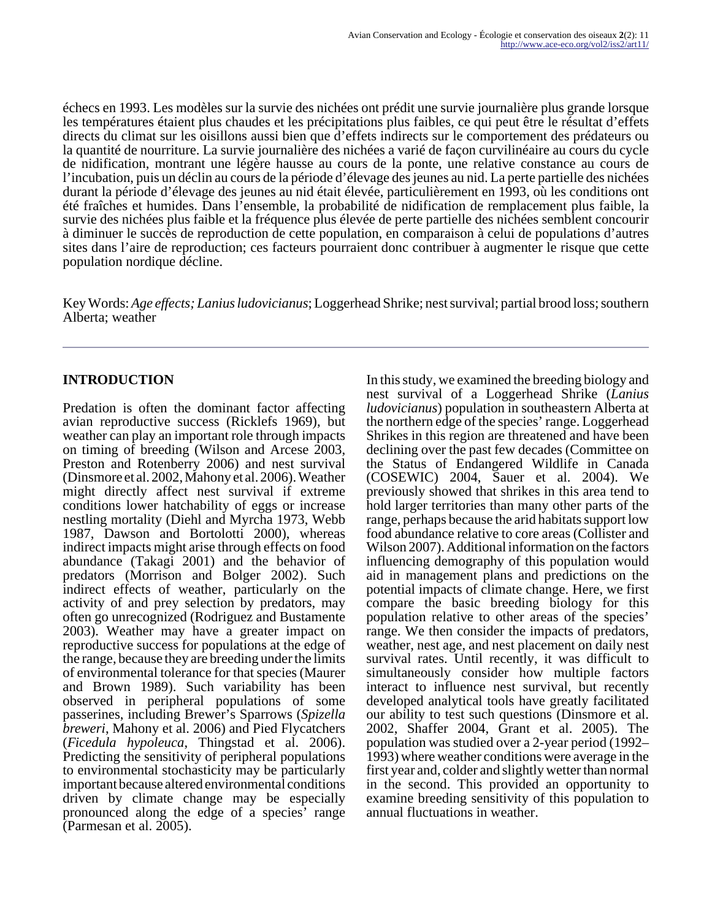échecs en 1993. Les modèles sur la survie des nichées ont prédit une survie journalière plus grande lorsque les températures étaient plus chaudes et les précipitations plus faibles, ce qui peut être le résultat d'effets directs du climat sur les oisillons aussi bien que d'effets indirects sur le comportement des prédateurs ou la quantité de nourriture. La survie journalière des nichées a varié de façon curvilinéaire au cours du cycle de nidification, montrant une légère hausse au cours de la ponte, une relative constance au cours de l'incubation, puis un déclin au cours de la période d'élevage des jeunes au nid. La perte partielle des nichées durant la période d'élevage des jeunes au nid était élevée, particulièrement en 1993, où les conditions ont été fraîches et humides. Dans l'ensemble, la probabilité de nidification de remplacement plus faible, la survie des nichées plus faible et la fréquence plus élevée de perte partielle des nichées semblent concourir à diminuer le succès de reproduction de cette population, en comparaison à celui de populations d'autres sites dans l'aire de reproduction; ces facteurs pourraient donc contribuer à augmenter le risque que cette population nordique décline.

Key Words: *Age effects; Lanius ludovicianus*; Loggerhead Shrike; nest survival; partial brood loss; southern Alberta; weather

## INTRODUCTION

Predation is often the dominant factor affecting avian reproductive success (Ricklefs 1969), but weather can play an important role through impacts on timing of breeding (Wilson and Arcese 2003, Preston and Rotenberry 2006) and nest survival (Dinsmore et al. 2002, Mahony et al. 2006). Weather might directly affect nest survival if extreme conditions lower hatchability of eggs or increase nestling mortality (Diehl and Myrcha 1973, Webb 1987, Dawson and Bortolotti 2000), whereas indirect impacts might arise through effects on food abundance (Takagi 2001) and the behavior of predators (Morrison and Bolger 2002). Such indirect effects of weather, particularly on the activity of and prey selection by predators, may often go unrecognized (Rodriguez and Bustamente 2003). Weather may have a greater impact on reproductive success for populations at the edge of the range, because they are breeding under the limits of environmental tolerance for that species (Maurer and Brown 1989). Such variability has been observed in peripheral populations of some passerines, including Brewer's Sparrows (*Spizella breweri*, Mahony et al. 2006) and Pied Flycatchers (*Ficedula hypoleuca*, Thingstad et al. 2006). Predicting the sensitivity of peripheral populations to environmental stochasticity may be particularly important because altered environmental conditions driven by climate change may be especially pronounced along the edge of a species' range (Parmesan et al. 2005).

In this study, we examined the breeding biology and nest survival of a Loggerhead Shrike (*Lanius ludovicianus*) population in southeastern Alberta at the northern edge of the species' range. Loggerhead Shrikes in this region are threatened and have been declining over the past few decades (Committee on the Status of Endangered Wildlife in Canada (COSEWIC) 2004, Sauer et al. 2004). We previously showed that shrikes in this area tend to hold larger territories than many other parts of the range, perhaps because the arid habitats support low food abundance relative to core areas (Collister and Wilson 2007). Additional information on the factors influencing demography of this population would aid in management plans and predictions on the potential impacts of climate change. Here, we first compare the basic breeding biology for this population relative to other areas of the species' range. We then consider the impacts of predators, weather, nest age, and nest placement on daily nest survival rates. Until recently, it was difficult to simultaneously consider how multiple factors interact to influence nest survival, but recently developed analytical tools have greatly facilitated our ability to test such questions (Dinsmore et al. 2002, Shaffer 2004, Grant et al. 2005). The population was studied over a 2-year period (1992–1993) where weather conditions were average in the first year and, colder and slightly wetter than normal in the second. This provided an opportunity to examine breeding sensitivity of this population to annual fluctuations in weather.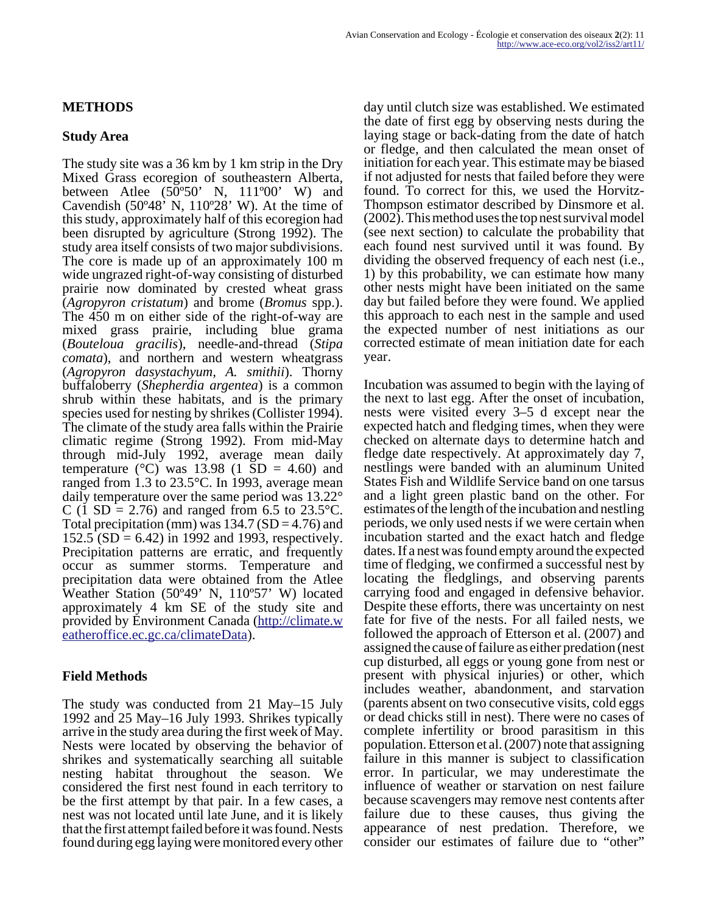## METHODS

### Study Area

The study site was a 36 km by 1 km strip in the Dry Mixed Grass ecoregion of southeastern Alberta, between Atlee (50º50' N, 111º00' W) and Cavendish (50º48' N, 110º28' W). At the time of this study, approximately half of this ecoregion had been disrupted by agriculture (Strong 1992). The study area itself consists of two major subdivisions. The core is made up of an approximately 100 m wide ungrazed right-of-way consisting of disturbed prairie now dominated by crested wheat grass (*Agropyron cristatum*) and brome (*Bromus* spp.). The 450 m on either side of the right-of-way are mixed grass prairie, including blue grama (*Bouteloua gracilis*), needle-and-thread (*Stipa comata*), and northern and western wheatgrass (*Agropyron dasystachyum, A. smithii*). Thorny buffaloberry (*Shepherdia argentea*) is a common shrub within these habitats, and is the primary species used for nesting by shrikes (Collister 1994). The climate of the study area falls within the Prairie climatic regime (Strong 1992). From mid-May through mid-July 1992, average mean daily temperature (°C) was 13.98 (1 SD = 4.60) and ranged from 1.3 to 23.5°C. In 1993, average mean daily temperature over the same period was 13.22° C (1 SD = 2.76) and ranged from 6.5 to 23.5°C. Total precipitation (mm) was 134.7 (SD = 4.76) and 152.5 (SD = 6.42) in 1992 and 1993, respectively. Precipitation patterns are erratic, and frequently occur as summer storms. Temperature and precipitation data were obtained from the Atlee Weather Station (50º49' N, 110º57' W) located approximately 4 km SE of the study site and provided by Environment Canada (http://climate.weatheroffice.ec.gc.ca/climateData).

### Field Methods

The study was conducted from 21 May–15 July 1992 and 25 May–16 July 1993. Shrikes typically arrive in the study area during the first week of May. Nests were located by observing the behavior of shrikes and systematically searching all suitable nesting habitat throughout the season. We considered the first nest found in each territory to be the first attempt by that pair. In a few cases, a nest was not located until late June, and it is likely that the first attempt failed before it was found. Nests found during egg laying were monitored every other day until clutch size was established. We estimated the date of first egg by observing nests during the laying stage or back-dating from the date of hatch or fledge, and then calculated the mean onset of initiation for each year. This estimate may be biased if not adjusted for nests that failed before they were found. To correct for this, we used the Horvitz-Thompson estimator described by Dinsmore et al. (2002). This method uses the top nest survival model (see next section) to calculate the probability that each found nest survived until it was found. By dividing the observed frequency of each nest (i.e., 1) by this probability, we can estimate how many other nests might have been initiated on the same day but failed before they were found. We applied this approach to each nest in the sample and used the expected number of nest initiations as our corrected estimate of mean initiation date for each year.

Incubation was assumed to begin with the laying of the next to last egg. After the onset of incubation, nests were visited every 3–5 d except near the expected hatch and fledging times, when they were checked on alternate days to determine hatch and fledge date respectively. At approximately day 7, nestlings were banded with an aluminum United States Fish and Wildlife Service band on one tarsus and a light green plastic band on the other. For estimates of the length of the incubation and nestling periods, we only used nests if we were certain when incubation started and the exact hatch and fledge dates. If a nest was found empty around the expected time of fledging, we confirmed a successful nest by locating the fledglings, and observing parents carrying food and engaged in defensive behavior. Despite these efforts, there was uncertainty on nest fate for five of the nests. For all failed nests, we followed the approach of Etterson et al. (2007) and assigned the cause of failure as either predation (nest cup disturbed, all eggs or young gone from nest or present with physical injuries) or other, which includes weather, abandonment, and starvation (parents absent on two consecutive visits, cold eggs or dead chicks still in nest). There were no cases of complete infertility or brood parasitism in this population. Etterson et al. (2007) note that assigning failure in this manner is subject to classification error. In particular, we may underestimate the influence of weather or starvation on nest failure because scavengers may remove nest contents after failure due to these causes, thus giving the appearance of nest predation. Therefore, we consider our estimates of failure due to "other"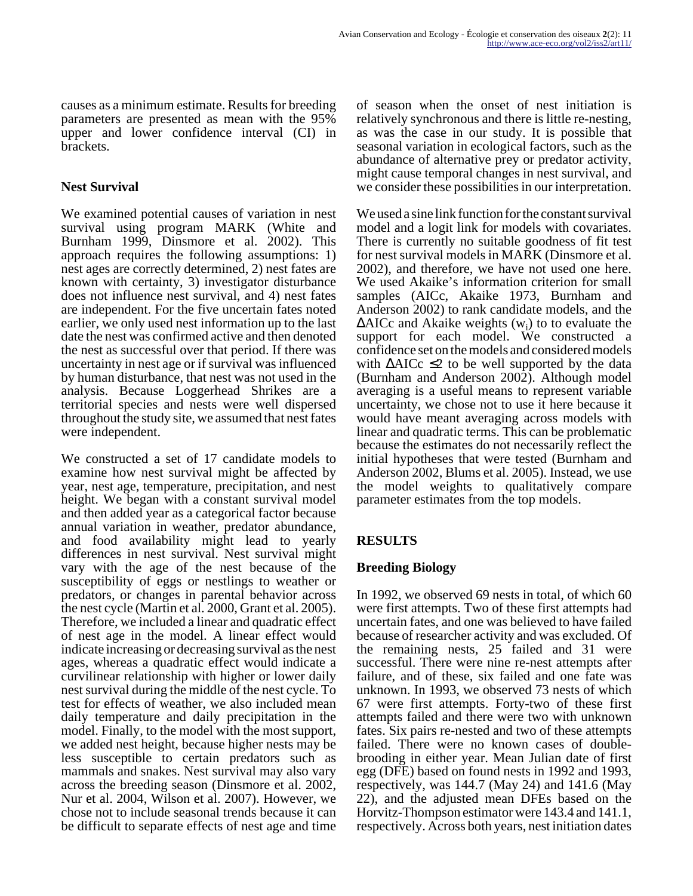causes as a minimum estimate. Results for breeding parameters are presented as mean with the 95% upper and lower confidence interval (CI) in brackets.

### Nest Survival

We examined potential causes of variation in nest survival using program MARK (White and Burnham 1999, Dinsmore et al. 2002). This approach requires the following assumptions: 1) nest ages are correctly determined, 2) nest fates are known with certainty, 3) investigator disturbance does not influence nest survival, and 4) nest fates are independent. For the five uncertain fates noted earlier, we only used nest information up to the last date the nest was confirmed active and then denoted the nest as successful over that period. If there was uncertainty in nest age or if survival was influenced by human disturbance, that nest was not used in the analysis. Because Loggerhead Shrikes are a territorial species and nests were well dispersed throughout the study site, we assumed that nest fates were independent.

We constructed a set of 17 candidate models to examine how nest survival might be affected by year, nest age, temperature, precipitation, and nest height. We began with a constant survival model and then added year as a categorical factor because annual variation in weather, predator abundance, and food availability might lead to yearly differences in nest survival. Nest survival might vary with the age of the nest because of the susceptibility of eggs or nestlings to weather or predators, or changes in parental behavior across the nest cycle (Martin et al. 2000, Grant et al. 2005). Therefore, we included a linear and quadratic effect of nest age in the model. A linear effect would indicate increasing or decreasing survival as the nest ages, whereas a quadratic effect would indicate a curvilinear relationship with higher or lower daily nest survival during the middle of the nest cycle. To test for effects of weather, we also included mean daily temperature and daily precipitation in the model. Finally, to the model with the most support, we added nest height, because higher nests may be less susceptible to certain predators such as mammals and snakes. Nest survival may also vary across the breeding season (Dinsmore et al. 2002, Nur et al. 2004, Wilson et al. 2007). However, we chose not to include seasonal trends because it can be difficult to separate effects of nest age and time of season when the onset of nest initiation is relatively synchronous and there is little re-nesting, as was the case in our study. It is possible that seasonal variation in ecological factors, such as the abundance of alternative prey or predator activity, might cause temporal changes in nest survival, and we consider these possibilities in our interpretation.

We used a sine link function for the constant survival model and a logit link for models with covariates. There is currently no suitable goodness of fit test for nest survival models in MARK (Dinsmore et al. 2002), and therefore, we have not used one here. We used Akaike's information criterion for small samples (AICc, Akaike 1973, Burnham and Anderson 2002) to rank candidate models, and the $\Delta$AICc and Akaike weights ($w_i$) to to evaluate the support for each model. We constructed a confidence set on the models and considered models with $\Delta\text{AICc} \leq 2$ to be well supported by the data (Burnham and Anderson 2002). Although model averaging is a useful means to represent variable uncertainty, we chose not to use it here because it would have meant averaging across models with linear and quadratic terms. This can be problematic because the estimates do not necessarily reflect the initial hypotheses that were tested (Burnham and Anderson 2002, Blums et al. 2005). Instead, we use the model weights to qualitatively compare parameter estimates from the top models.

## RESULTS

### Breeding Biology

In 1992, we observed 69 nests in total, of which 60 were first attempts. Two of these first attempts had uncertain fates, and one was believed to have failed because of researcher activity and was excluded. Of the remaining nests, 25 failed and 31 were successful. There were nine re-nest attempts after failure, and of these, six failed and one fate was unknown. In 1993, we observed 73 nests of which 67 were first attempts. Forty-two of these first attempts failed and there were two with unknown fates. Six pairs re-nested and two of these attempts failed. There were no known cases of double-brooding in either year. Mean Julian date of first egg (DFE) based on found nests in 1992 and 1993, respectively, was 144.7 (May 24) and 141.6 (May 22), and the adjusted mean DFEs based on the Horvitz-Thompson estimator were 143.4 and 141.1, respectively. Across both years, nest initiation dates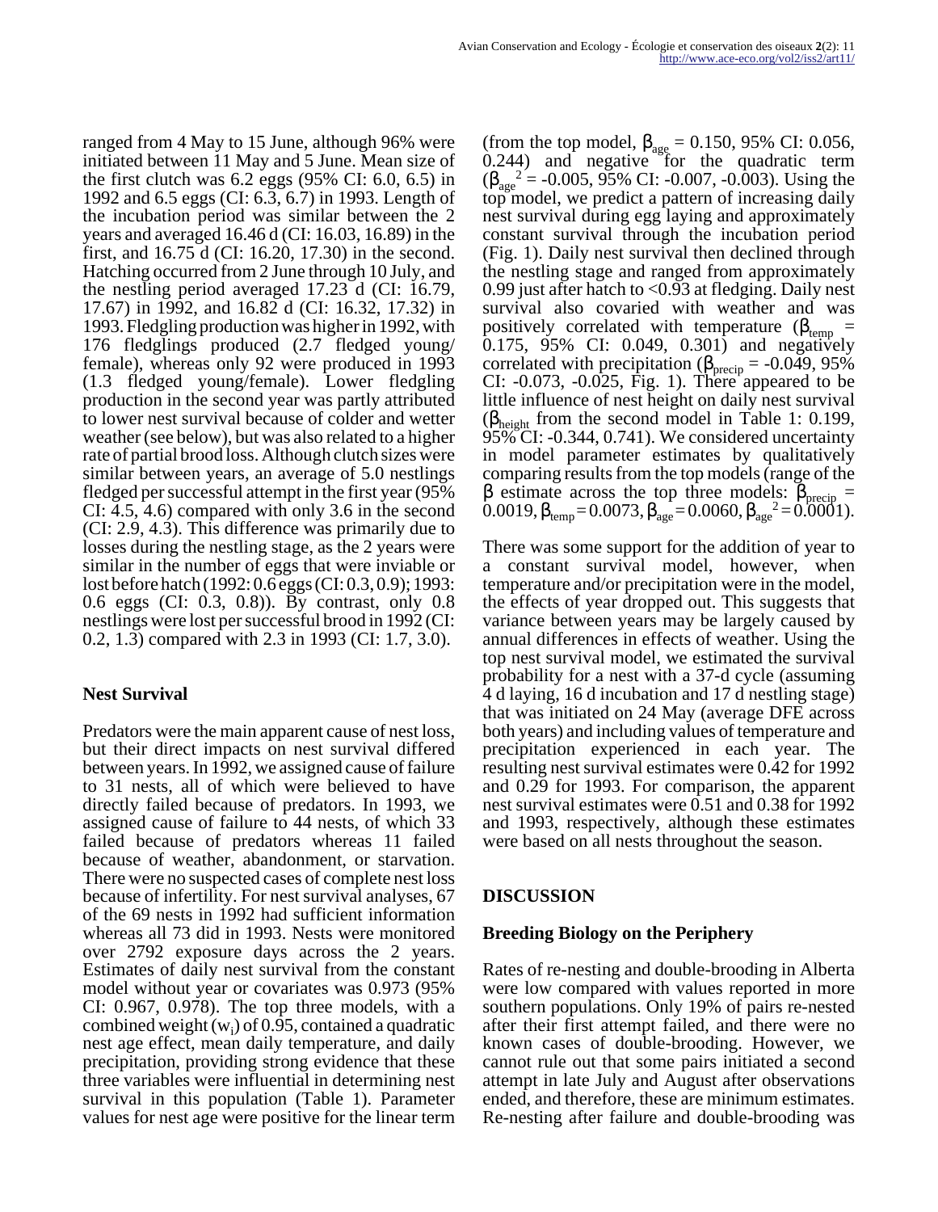ranged from 4 May to 15 June, although 96% were initiated between 11 May and 5 June. Mean size of the first clutch was 6.2 eggs (95% CI: 6.0, 6.5) in 1992 and 6.5 eggs (CI: 6.3, 6.7) in 1993. Length of the incubation period was similar between the 2 years and averaged 16.46 d (CI: 16.03, 16.89) in the first, and 16.75 d (CI: 16.20, 17.30) in the second. Hatching occurred from 2 June through 10 July, and the nestling period averaged 17.23 d (CI: 16.79, 17.67) in 1992, and 16.82 d (CI: 16.32, 17.32) in 1993. Fledgling production was higher in 1992, with 176 fledglings produced (2.7 fledged young/female), whereas only 92 were produced in 1993 (1.3 fledged young/female). Lower fledgling production in the second year was partly attributed to lower nest survival because of colder and wetter weather (see below), but was also related to a higher rate of partial brood loss. Although clutch sizes were similar between years, an average of 5.0 nestlings fledged per successful attempt in the first year (95% CI: 4.5, 4.6) compared with only 3.6 in the second (CI: 2.9, 4.3). This difference was primarily due to losses during the nestling stage, as the 2 years were similar in the number of eggs that were inviable or lost before hatch (1992: 0.6 eggs (CI: 0.3, 0.9); 1993: 0.6 eggs (CI: 0.3, 0.8)). By contrast, only 0.8 nestlings were lost per successful brood in 1992 (CI: 0.2, 1.3) compared with 2.3 in 1993 (CI: 1.7, 3.0).

## Nest Survival

Predators were the main apparent cause of nest loss, but their direct impacts on nest survival differed between years. In 1992, we assigned cause of failure to 31 nests, all of which were believed to have directly failed because of predators. In 1993, we assigned cause of failure to 44 nests, of which 33 failed because of predators whereas 11 failed because of weather, abandonment, or starvation. There were no suspected cases of complete nest loss because of infertility. For nest survival analyses, 67 of the 69 nests in 1992 had sufficient information whereas all 73 did in 1993. Nests were monitored over 2792 exposure days across the 2 years. Estimates of daily nest survival from the constant model without year or covariates was 0.973 (95% CI: 0.967, 0.978). The top three models, with a combined weight ($w_i$) of 0.95, contained a quadratic nest age effect, mean daily temperature, and daily precipitation, providing strong evidence that these three variables were influential in determining nest survival in this population (Table 1). Parameter values for nest age were positive for the linear term (from the top model, $\beta_{age}$ = 0.150, 95% CI: 0.056, 0.244) and negative for the quadratic term ($\beta_{age}{}^2$ = -0.005, 95% CI: -0.007, -0.003). Using the top model, we predict a pattern of increasing daily nest survival during egg laying and approximately constant survival through the incubation period (Fig. 1). Daily nest survival then declined through the nestling stage and ranged from approximately 0.99 just after hatch to <0.93 at fledging. Daily nest survival also covaried with weather and was positively correlated with temperature ($\beta_{temp}$ = 0.175, 95% CI: 0.049, 0.301) and negatively correlated with precipitation ($\beta_{precip}$ = -0.049, 95% CI: -0.073, -0.025, Fig. 1). There appeared to be little influence of nest height on daily nest survival ($\beta_{height}$ from the second model in Table 1: 0.199, 95% CI: -0.344, 0.741). We considered uncertainty in model parameter estimates by qualitatively comparing results from the top models (range of the $\beta$ estimate across the top three models: $\beta_{precip}$ = 0.0019, $\beta_{temp}$ = 0.0073, $\beta_{age}$ = 0.0060, $\beta_{age}{}^2$ = 0.0001).

There was some support for the addition of year to a constant survival model, however, when temperature and/or precipitation were in the model, the effects of year dropped out. This suggests that variance between years may be largely caused by annual differences in effects of weather. Using the top nest survival model, we estimated the survival probability for a nest with a 37-d cycle (assuming 4 d laying, 16 d incubation and 17 d nestling stage) that was initiated on 24 May (average DFE across both years) and including values of temperature and precipitation experienced in each year. The resulting nest survival estimates were 0.42 for 1992 and 0.29 for 1993. For comparison, the apparent nest survival estimates were 0.51 and 0.38 for 1992 and 1993, respectively, although these estimates were based on all nests throughout the season.

# DISCUSSION

## Breeding Biology on the Periphery

Rates of re-nesting and double-brooding in Alberta were low compared with values reported in more southern populations. Only 19% of pairs re-nested after their first attempt failed, and there were no known cases of double-brooding. However, we cannot rule out that some pairs initiated a second attempt in late July and August after observations ended, and therefore, these are minimum estimates. Re-nesting after failure and double-brooding was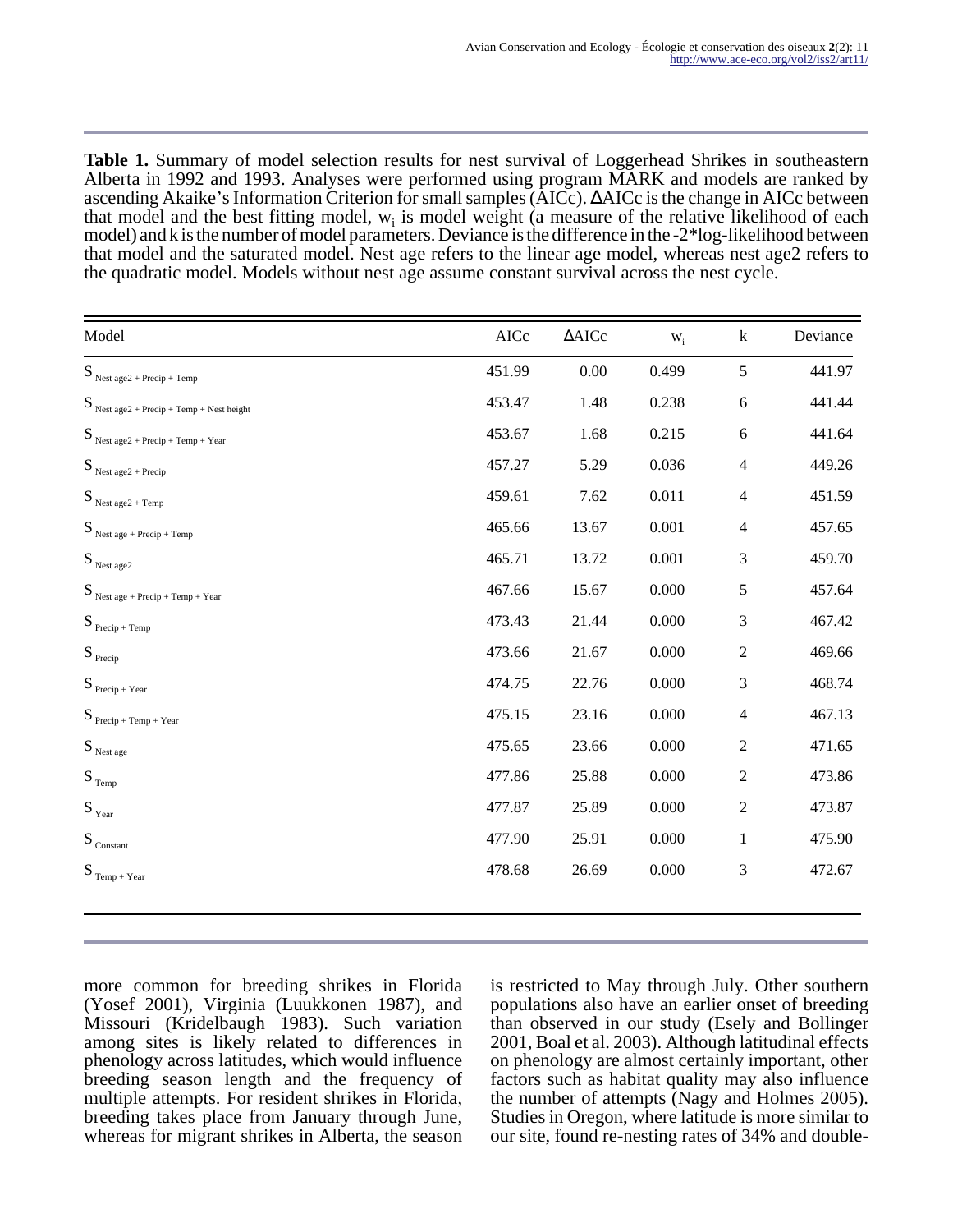**Table 1.** Summary of model selection results for nest survival of Loggerhead Shrikes in southeastern Alberta in 1992 and 1993. Analyses were performed using program MARK and models are ranked by ascending Akaike's Information Criterion for small samples (AICc). ΔAICc is the change in AICc between that model and the best fitting model, $w_i$ is model weight (a measure of the relative likelihood of each model) and k is the number of model parameters. Deviance is the difference in the -2*log-likelihood between that model and the saturated model. Nest age refers to the linear age model, whereas nest age2 refers to the quadratic model. Models without nest age assume constant survival across the nest cycle.

| Model | AICc | ΔAICc | $w_i$ | k | Deviance |
|---|---|---|---|---|---|
| $S_{\text{Nest age2 + Precip + Temp}}$ | 451.99 | 0.00 | 0.499 | 5 | 441.97 |
| $S_{\text{Nest age2 + Precip + Temp + Nest height}}$ | 453.47 | 1.48 | 0.238 | 6 | 441.44 |
| $S_{\text{Nest age2 + Precip + Temp + Year}}$ | 453.67 | 1.68 | 0.215 | 6 | 441.64 |
| $S_{\text{Nest age2 + Precip}}$ | 457.27 | 5.29 | 0.036 | 4 | 449.26 |
| $S_{\text{Nest age2 + Temp}}$ | 459.61 | 7.62 | 0.011 | 4 | 451.59 |
| $S_{\text{Nest age + Precip + Temp}}$ | 465.66 | 13.67 | 0.001 | 4 | 457.65 |
| $S_{\text{Nest age2}}$ | 465.71 | 13.72 | 0.001 | 3 | 459.70 |
| $S_{\text{Nest age + Precip + Temp + Year}}$ | 467.66 | 15.67 | 0.000 | 5 | 457.64 |
| $S_{\text{Precip + Temp}}$ | 473.43 | 21.44 | 0.000 | 3 | 467.42 |
| $S_{\text{Precip}}$ | 473.66 | 21.67 | 0.000 | 2 | 469.66 |
| $S_{\text{Precip + Year}}$ | 474.75 | 22.76 | 0.000 | 3 | 468.74 |
| $S_{\text{Precip + Temp + Year}}$ | 475.15 | 23.16 | 0.000 | 4 | 467.13 |
| $S_{\text{Nest age}}$ | 475.65 | 23.66 | 0.000 | 2 | 471.65 |
| $S_{\text{Temp}}$ | 477.86 | 25.88 | 0.000 | 2 | 473.86 |
| $S_{\text{Year}}$ | 477.87 | 25.89 | 0.000 | 2 | 473.87 |
| $S_{\text{Constant}}$ | 477.90 | 25.91 | 0.000 | 1 | 475.90 |
| $S_{\text{Temp + Year}}$ | 478.68 | 26.69 | 0.000 | 3 | 472.67 |

more common for breeding shrikes in Florida (Yosef 2001), Virginia (Luukkonen 1987), and Missouri (Kridelbaugh 1983). Such variation among sites is likely related to differences in phenology across latitudes, which would influence breeding season length and the frequency of multiple attempts. For resident shrikes in Florida, breeding takes place from January through June, whereas for migrant shrikes in Alberta, the season is restricted to May through July. Other southern populations also have an earlier onset of breeding than observed in our study (Esely and Bollinger 2001, Boal et al. 2003). Although latitudinal effects on phenology are almost certainly important, other factors such as habitat quality may also influence the number of attempts (Nagy and Holmes 2005). Studies in Oregon, where latitude is more similar to our site, found re-nesting rates of 34% and double-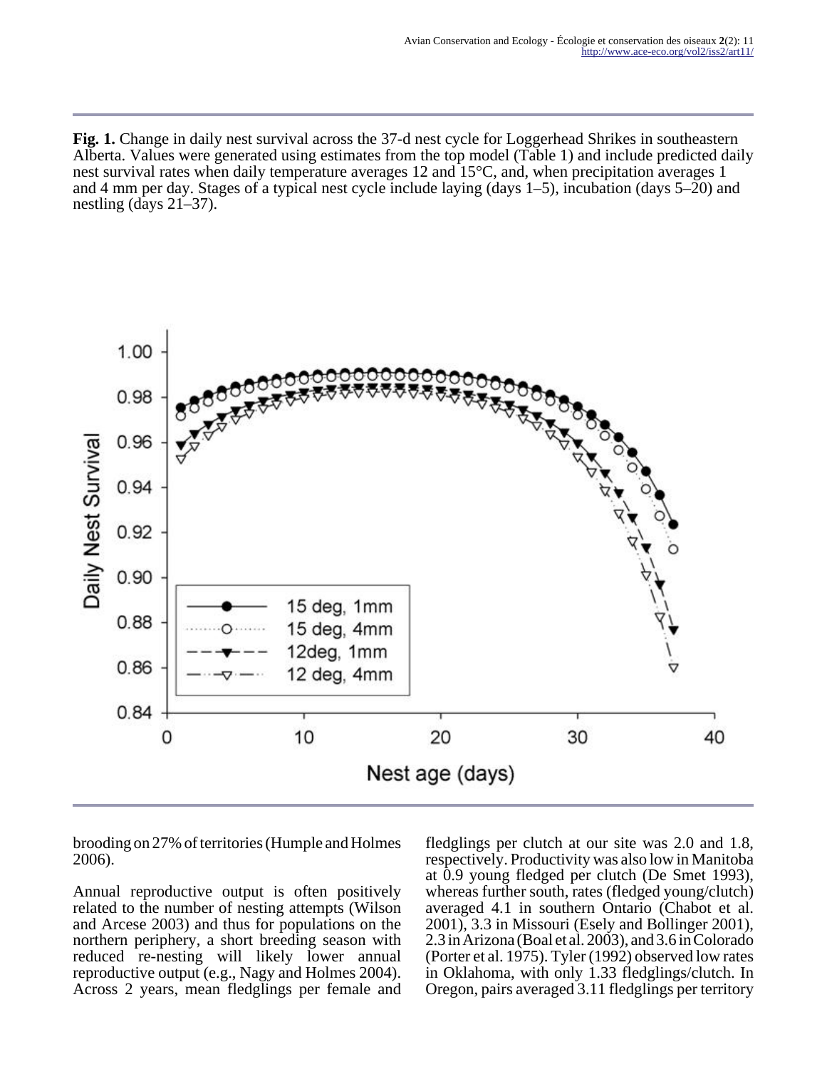**Fig. 1.** Change in daily nest survival across the 37-d nest cycle for Loggerhead Shrikes in southeastern Alberta. Values were generated using estimates from the top model (Table 1) and include predicted daily nest survival rates when daily temperature averages 12 and 15°C, and, when precipitation averages 1 and 4 mm per day. Stages of a typical nest cycle include laying (days 1–5), incubation (days 5–20) and nestling (days 21–37).

brooding on 27% of territories (Humple and Holmes 2006).

Annual reproductive output is often positively related to the number of nesting attempts (Wilson and Arcese 2003) and thus for populations on the northern periphery, a short breeding season with reduced re-nesting will likely lower annual reproductive output (e.g., Nagy and Holmes 2004). Across 2 years, mean fledglings per female and fledglings per clutch at our site was 2.0 and 1.8, respectively. Productivity was also low in Manitoba at 0.9 young fledged per clutch (De Smet 1993), whereas further south, rates (fledged young/clutch) averaged 4.1 in southern Ontario (Chabot et al. 2001), 3.3 in Missouri (Esely and Bollinger 2001), 2.3 in Arizona (Boal et al. 2003), and 3.6 in Colorado (Porter et al. 1975). Tyler (1992) observed low rates in Oklahoma, with only 1.33 fledglings/clutch. In Oregon, pairs averaged 3.11 fledglings per territory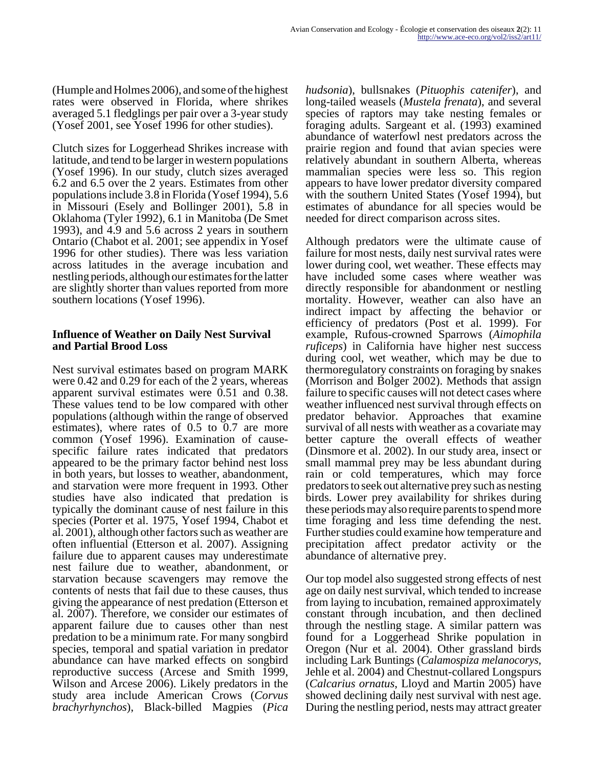(Humple and Holmes 2006), and some of the highest rates were observed in Florida, where shrikes averaged 5.1 fledglings per pair over a 3-year study (Yosef 2001, see Yosef 1996 for other studies).

Clutch sizes for Loggerhead Shrikes increase with latitude, and tend to be larger in western populations (Yosef 1996). In our study, clutch sizes averaged 6.2 and 6.5 over the 2 years. Estimates from other populations include 3.8 in Florida (Yosef 1994), 5.6 in Missouri (Esely and Bollinger 2001), 5.8 in Oklahoma (Tyler 1992), 6.1 in Manitoba (De Smet 1993), and 4.9 and 5.6 across 2 years in southern Ontario (Chabot et al. 2001; see appendix in Yosef 1996 for other studies). There was less variation across latitudes in the average incubation and nestling periods, although our estimates for the latter are slightly shorter than values reported from more southern locations (Yosef 1996).

### Influence of Weather on Daily Nest Survival and Partial Brood Loss

Nest survival estimates based on program MARK were 0.42 and 0.29 for each of the 2 years, whereas apparent survival estimates were 0.51 and 0.38. These values tend to be low compared with other populations (although within the range of observed estimates), where rates of 0.5 to 0.7 are more common (Yosef 1996). Examination of cause-specific failure rates indicated that predators appeared to be the primary factor behind nest loss in both years, but losses to weather, abandonment, and starvation were more frequent in 1993. Other studies have also indicated that predation is typically the dominant cause of nest failure in this species (Porter et al. 1975, Yosef 1994, Chabot et al. 2001), although other factors such as weather are often influential (Etterson et al. 2007). Assigning failure due to apparent causes may underestimate nest failure due to weather, abandonment, or starvation because scavengers may remove the contents of nests that fail due to these causes, thus giving the appearance of nest predation (Etterson et al. 2007). Therefore, we consider our estimates of apparent failure due to causes other than nest predation to be a minimum rate. For many songbird species, temporal and spatial variation in predator abundance can have marked effects on songbird reproductive success (Arcese and Smith 1999, Wilson and Arcese 2006). Likely predators in the study area include American Crows (*Corvus brachyrhynchos*), Black-billed Magpies (*Pica hudsonia*), bullsnakes (*Pituophis catenifer*), and long-tailed weasels (*Mustela frenata*), and several species of raptors may take nesting females or foraging adults. Sargeant et al. (1993) examined abundance of waterfowl nest predators across the prairie region and found that avian species were relatively abundant in southern Alberta, whereas mammalian species were less so. This region appears to have lower predator diversity compared with the southern United States (Yosef 1994), but estimates of abundance for all species would be needed for direct comparison across sites.

Although predators were the ultimate cause of failure for most nests, daily nest survival rates were lower during cool, wet weather. These effects may have included some cases where weather was directly responsible for abandonment or nestling mortality. However, weather can also have an indirect impact by affecting the behavior or efficiency of predators (Post et al. 1999). For example, Rufous-crowned Sparrows (*Aimophila ruficeps*) in California have higher nest success during cool, wet weather, which may be due to thermoregulatory constraints on foraging by snakes (Morrison and Bolger 2002). Methods that assign failure to specific causes will not detect cases where weather influenced nest survival through effects on predator behavior. Approaches that examine survival of all nests with weather as a covariate may better capture the overall effects of weather (Dinsmore et al. 2002). In our study area, insect or small mammal prey may be less abundant during rain or cold temperatures, which may force predators to seek out alternative prey such as nesting birds. Lower prey availability for shrikes during these periods may also require parents to spend more time foraging and less time defending the nest. Further studies could examine how temperature and precipitation affect predator activity or the abundance of alternative prey.

Our top model also suggested strong effects of nest age on daily nest survival, which tended to increase from laying to incubation, remained approximately constant through incubation, and then declined through the nestling stage. A similar pattern was found for a Loggerhead Shrike population in Oregon (Nur et al. 2004). Other grassland birds including Lark Buntings (*Calamospiza melanocorys*, Jehle et al. 2004) and Chestnut-collared Longspurs (*Calcarius ornatus*, Lloyd and Martin 2005) have showed declining daily nest survival with nest age. During the nestling period, nests may attract greater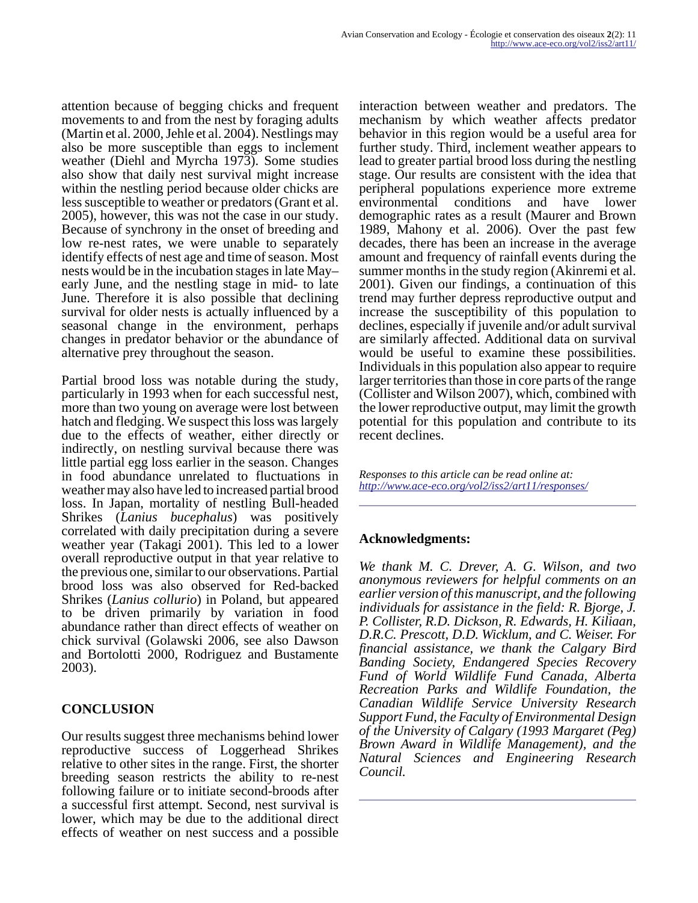attention because of begging chicks and frequent movements to and from the nest by foraging adults (Martin et al. 2000, Jehle et al. 2004). Nestlings may also be more susceptible than eggs to inclement weather (Diehl and Myrcha 1973). Some studies also show that daily nest survival might increase within the nestling period because older chicks are less susceptible to weather or predators (Grant et al. 2005), however, this was not the case in our study. Because of synchrony in the onset of breeding and low re-nest rates, we were unable to separately identify effects of nest age and time of season. Most nests would be in the incubation stages in late May–early June, and the nestling stage in mid- to late June. Therefore it is also possible that declining survival for older nests is actually influenced by a seasonal change in the environment, perhaps changes in predator behavior or the abundance of alternative prey throughout the season.

Partial brood loss was notable during the study, particularly in 1993 when for each successful nest, more than two young on average were lost between hatch and fledging. We suspect this loss was largely due to the effects of weather, either directly or indirectly, on nestling survival because there was little partial egg loss earlier in the season. Changes in food abundance unrelated to fluctuations in weather may also have led to increased partial brood loss. In Japan, mortality of nestling Bull-headed Shrikes (*Lanius bucephalus*) was positively correlated with daily precipitation during a severe weather year (Takagi 2001). This led to a lower overall reproductive output in that year relative to the previous one, similar to our observations. Partial brood loss was also observed for Red-backed Shrikes (*Lanius collurio*) in Poland, but appeared to be driven primarily by variation in food abundance rather than direct effects of weather on chick survival (Golawski 2006, see also Dawson and Bortolotti 2000, Rodriguez and Bustamente 2003).

## CONCLUSION

Our results suggest three mechanisms behind lower reproductive success of Loggerhead Shrikes relative to other sites in the range. First, the shorter breeding season restricts the ability to re-nest following failure or to initiate second-broods after a successful first attempt. Second, nest survival is lower, which may be due to the additional direct effects of weather on nest success and a possible interaction between weather and predators. The mechanism by which weather affects predator behavior in this region would be a useful area for further study. Third, inclement weather appears to lead to greater partial brood loss during the nestling stage. Our results are consistent with the idea that peripheral populations experience more extreme environmental conditions and have lower demographic rates as a result (Maurer and Brown 1989, Mahony et al. 2006). Over the past few decades, there has been an increase in the average amount and frequency of rainfall events during the summer months in the study region (Akinremi et al. 2001). Given our findings, a continuation of this trend may further depress reproductive output and increase the susceptibility of this population to declines, especially if juvenile and/or adult survival are similarly affected. Additional data on survival would be useful to examine these possibilities. Individuals in this population also appear to require larger territories than those in core parts of the range (Collister and Wilson 2007), which, combined with the lower reproductive output, may limit the growth potential for this population and contribute to its recent declines.

*Responses to this article can be read online at:*
*http://www.ace-eco.org/vol2/iss2/art11/responses/*

---

## Acknowledgments:

*We thank M. C. Drever, A. G. Wilson, and two anonymous reviewers for helpful comments on an earlier version of this manuscript, and the following individuals for assistance in the field: R. Bjorge, J. P. Collister, R.D. Dickson, R. Edwards, H. Kiliaan, D.R.C. Prescott, D.D. Wicklum, and C. Weiser. For financial assistance, we thank the Calgary Bird Banding Society, Endangered Species Recovery Fund of World Wildlife Fund Canada, Alberta Recreation Parks and Wildlife Foundation, the Canadian Wildlife Service University Research Support Fund, the Faculty of Environmental Design of the University of Calgary (1993 Margaret (Peg) Brown Award in Wildlife Management), and the Natural Sciences and Engineering Research Council.*

---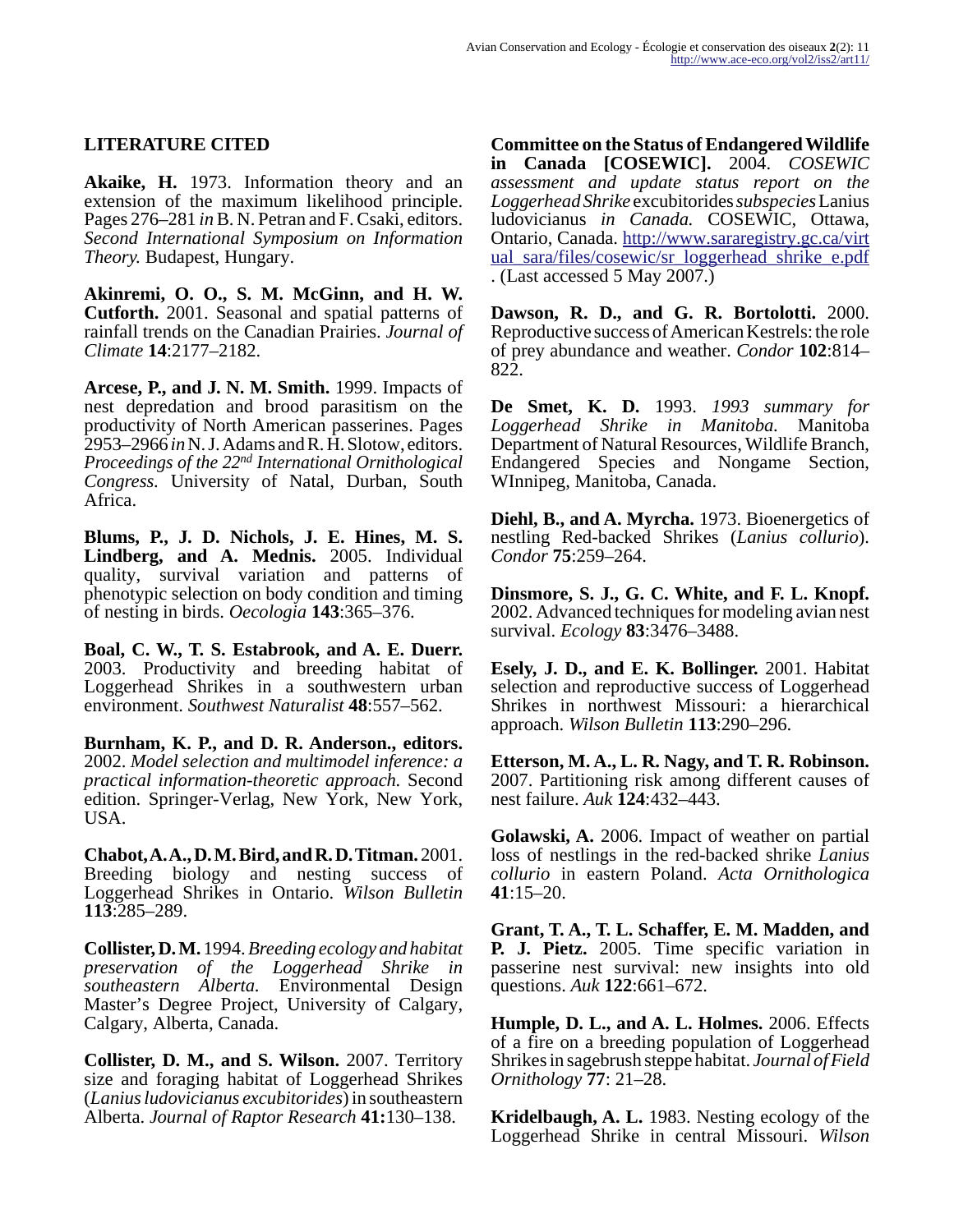## LITERATURE CITED

**Akaike, H.** 1973. Information theory and an extension of the maximum likelihood principle. Pages 276–281 *in* B. N. Petran and F. Csaki, editors. *Second International Symposium on Information Theory.* Budapest, Hungary.

**Akinremi, O. O., S. M. McGinn, and H. W. Cutforth.** 2001. Seasonal and spatial patterns of rainfall trends on the Canadian Prairies. *Journal of Climate* **14**:2177–2182.

**Arcese, P., and J. N. M. Smith.** 1999. Impacts of nest depredation and brood parasitism on the productivity of North American passerines. Pages 2953–2966 *in* N. J. Adams and R. H. Slotow, editors. *Proceedings of the 22nd International Ornithological Congress.* University of Natal, Durban, South Africa.

**Blums, P., J. D. Nichols, J. E. Hines, M. S. Lindberg, and A. Mednis.** 2005. Individual quality, survival variation and patterns of phenotypic selection on body condition and timing of nesting in birds. *Oecologia* **143**:365–376.

**Boal, C. W., T. S. Estabrook, and A. E. Duerr.** 2003. Productivity and breeding habitat of Loggerhead Shrikes in a southwestern urban environment. *Southwest Naturalist* **48**:557–562.

**Burnham, K. P., and D. R. Anderson., editors.** 2002. *Model selection and multimodel inference: a practical information-theoretic approach.* Second edition. Springer-Verlag, New York, New York, USA.

**Chabot, A. A., D. M. Bird, and R. D. Titman.** 2001. Breeding biology and nesting success of Loggerhead Shrikes in Ontario. *Wilson Bulletin* **113**:285–289.

**Collister, D. M.** 1994. *Breeding ecology and habitat preservation of the Loggerhead Shrike in southeastern Alberta.* Environmental Design Master's Degree Project, University of Calgary, Calgary, Alberta, Canada.

**Collister, D. M., and S. Wilson.** 2007. Territory size and foraging habitat of Loggerhead Shrikes (*Lanius ludovicianus excubitorides*) in southeastern Alberta. *Journal of Raptor Research* **41:**130–138.

**Committee on the Status of Endangered Wildlife in Canada [COSEWIC].** 2004. *COSEWIC assessment and update status report on the Loggerhead Shrike* excubitorides *subspecies* Lanius ludovicianus *in Canada.* COSEWIC, Ottawa, Ontario, Canada. http://www.sararegistry.gc.ca/virtual_sara/files/cosewic/sr_loggerhead_shrike_e.pdf . (Last accessed 5 May 2007.)

**Dawson, R. D., and G. R. Bortolotti.** 2000. Reproductive success of American Kestrels: the role of prey abundance and weather. *Condor* **102**:814–822.

**De Smet, K. D.** 1993. *1993 summary for Loggerhead Shrike in Manitoba.* Manitoba Department of Natural Resources, Wildlife Branch, Endangered Species and Nongame Section, WInnipeg, Manitoba, Canada.

**Diehl, B., and A. Myrcha.** 1973. Bioenergetics of nestling Red-backed Shrikes (*Lanius collurio*). *Condor* **75**:259–264.

**Dinsmore, S. J., G. C. White, and F. L. Knopf.** 2002. Advanced techniques for modeling avian nest survival. *Ecology* **83**:3476–3488.

**Esely, J. D., and E. K. Bollinger.** 2001. Habitat selection and reproductive success of Loggerhead Shrikes in northwest Missouri: a hierarchical approach. *Wilson Bulletin* **113**:290–296.

**Etterson, M. A., L. R. Nagy, and T. R. Robinson.** 2007. Partitioning risk among different causes of nest failure. *Auk* **124**:432–443.

**Golawski, A.** 2006. Impact of weather on partial loss of nestlings in the red-backed shrike *Lanius collurio* in eastern Poland. *Acta Ornithologica* **41**:15–20.

**Grant, T. A., T. L. Schaffer, E. M. Madden, and P. J. Pietz.** 2005. Time specific variation in passerine nest survival: new insights into old questions. *Auk* **122**:661–672.

**Humple, D. L., and A. L. Holmes.** 2006. Effects of a fire on a breeding population of Loggerhead Shrikes in sagebrush steppe habitat. *Journal of Field Ornithology* **77**: 21–28.

**Kridelbaugh, A. L.** 1983. Nesting ecology of the Loggerhead Shrike in central Missouri. *Wilson*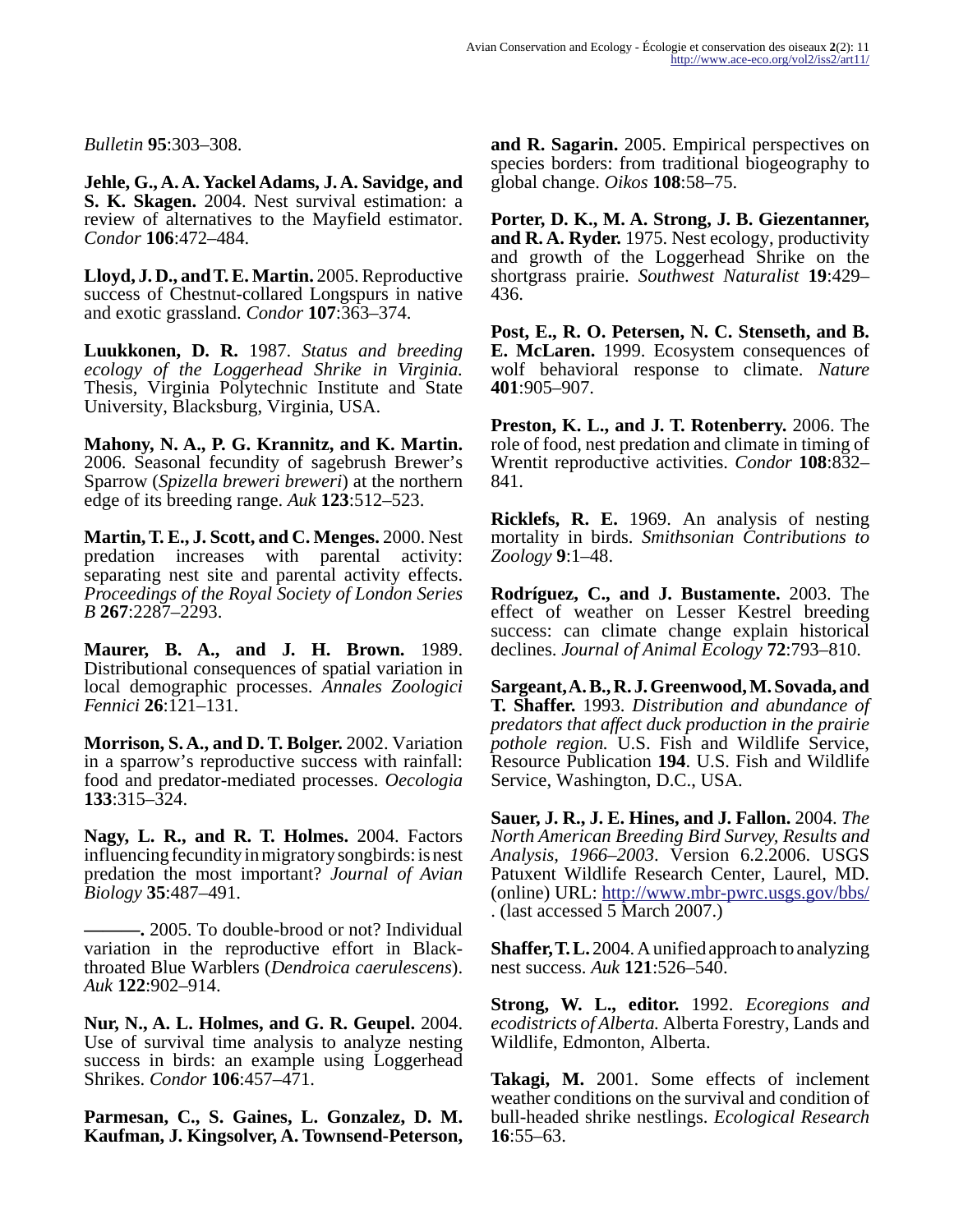*Bulletin* **95**:303–308.

**Jehle, G., A. A. Yackel Adams, J. A. Savidge, and S. K. Skagen.** 2004. Nest survival estimation: a review of alternatives to the Mayfield estimator. *Condor* **106**:472–484.

**Lloyd, J. D., and T. E. Martin.** 2005. Reproductive success of Chestnut-collared Longspurs in native and exotic grassland. *Condor* **107**:363–374.

**Luukkonen, D. R.** 1987. *Status and breeding ecology of the Loggerhead Shrike in Virginia.* Thesis, Virginia Polytechnic Institute and State University, Blacksburg, Virginia, USA.

**Mahony, N. A., P. G. Krannitz, and K. Martin.** 2006. Seasonal fecundity of sagebrush Brewer's Sparrow (*Spizella breweri breweri*) at the northern edge of its breeding range. *Auk* **123**:512–523.

**Martin, T. E., J. Scott, and C. Menges.** 2000. Nest predation increases with parental activity: separating nest site and parental activity effects. *Proceedings of the Royal Society of London Series B* **267**:2287–2293.

**Maurer, B. A., and J. H. Brown.** 1989. Distributional consequences of spatial variation in local demographic processes. *Annales Zoologici Fennici* **26**:121–131.

**Morrison, S. A., and D. T. Bolger.** 2002. Variation in a sparrow's reproductive success with rainfall: food and predator-mediated processes. *Oecologia* **133**:315–324.

**Nagy, L. R., and R. T. Holmes.** 2004. Factors influencing fecundity in migratory songbirds: is nest predation the most important? *Journal of Avian Biology* **35**:487–491.

**———.** 2005. To double-brood or not? Individual variation in the reproductive effort in Black-throated Blue Warblers (*Dendroica caerulescens*). *Auk* **122**:902–914.

**Nur, N., A. L. Holmes, and G. R. Geupel.** 2004. Use of survival time analysis to analyze nesting success in birds: an example using Loggerhead Shrikes. *Condor* **106**:457–471.

**Parmesan, C., S. Gaines, L. Gonzalez, D. M. Kaufman, J. Kingsolver, A. Townsend-Peterson, and R. Sagarin.** 2005. Empirical perspectives on species borders: from traditional biogeography to global change. *Oikos* **108**:58–75.

**Porter, D. K., M. A. Strong, J. B. Giezentanner, and R. A. Ryder.** 1975. Nest ecology, productivity and growth of the Loggerhead Shrike on the shortgrass prairie. *Southwest Naturalist* **19**:429–436.

**Post, E., R. O. Petersen, N. C. Stenseth, and B. E. McLaren.** 1999. Ecosystem consequences of wolf behavioral response to climate. *Nature* **401**:905–907.

**Preston, K. L., and J. T. Rotenberry.** 2006. The role of food, nest predation and climate in timing of Wrentit reproductive activities. *Condor* **108**:832–841.

**Ricklefs, R. E.** 1969. An analysis of nesting mortality in birds. *Smithsonian Contributions to Zoology* **9**:1–48.

**Rodríguez, C., and J. Bustamente.** 2003. The effect of weather on Lesser Kestrel breeding success: can climate change explain historical declines. *Journal of Animal Ecology* **72**:793–810.

**Sargeant, A. B., R. J. Greenwood, M. Sovada, and T. Shaffer.** 1993. *Distribution and abundance of predators that affect duck production in the prairie pothole region.* U.S. Fish and Wildlife Service, Resource Publication **194**. U.S. Fish and Wildlife Service, Washington, D.C., USA.

**Sauer, J. R., J. E. Hines, and J. Fallon.** 2004. *The North American Breeding Bird Survey, Results and Analysis, 1966–2003.* Version 6.2.2006. USGS Patuxent Wildlife Research Center, Laurel, MD. (online) URL: http://www.mbr-pwrc.usgs.gov/bbs/ . (last accessed 5 March 2007.)

**Shaffer, T. L.** 2004. A unified approach to analyzing nest success. *Auk* **121**:526–540.

**Strong, W. L., editor.** 1992. *Ecoregions and ecodistricts of Alberta.* Alberta Forestry, Lands and Wildlife, Edmonton, Alberta.

**Takagi, M.** 2001. Some effects of inclement weather conditions on the survival and condition of bull-headed shrike nestlings. *Ecological Research* **16**:55–63.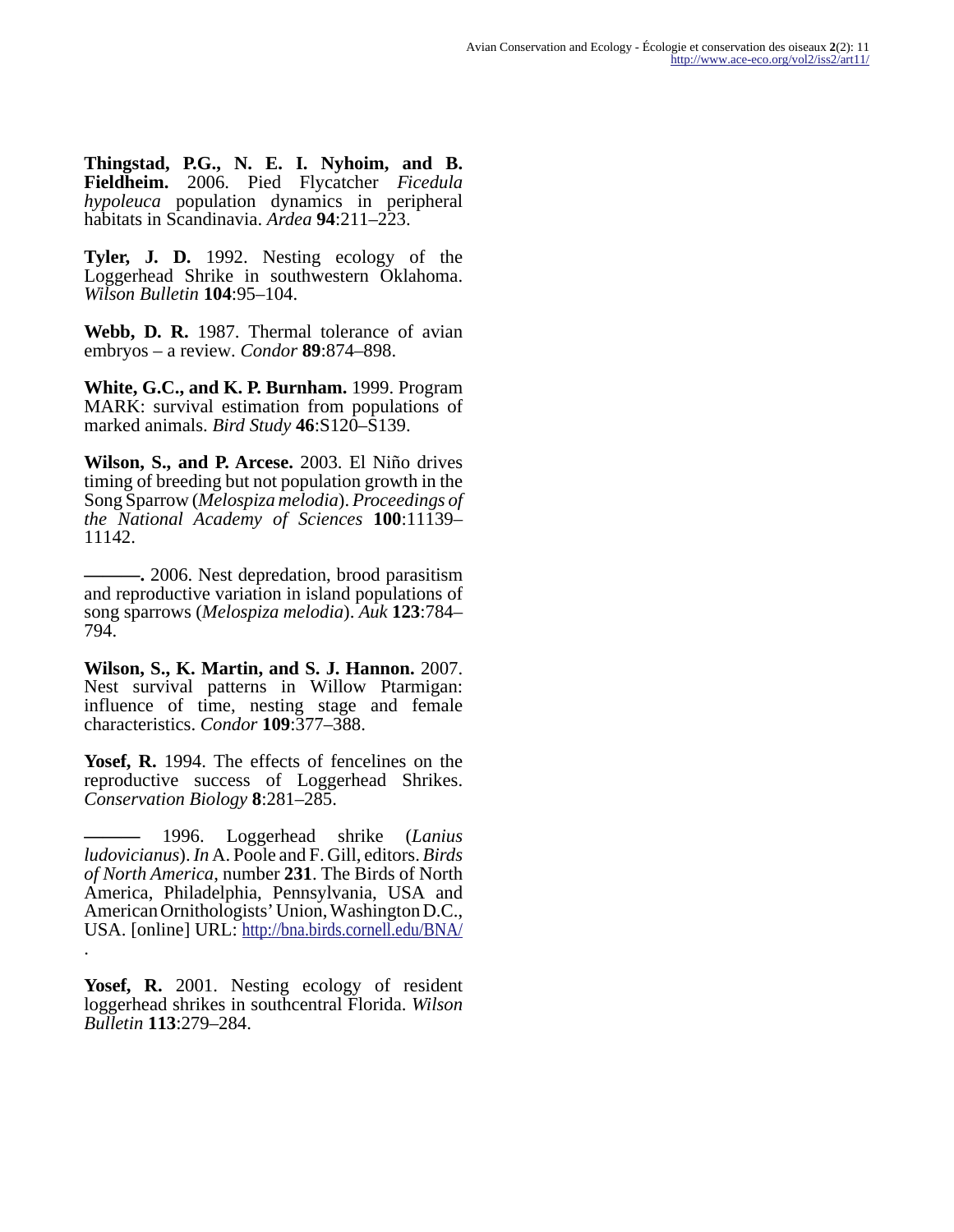**Thingstad, P.G., N. E. I. Nyhoim, and B. Fieldheim.** 2006. Pied Flycatcher *Ficedula hypoleuca* population dynamics in peripheral habitats in Scandinavia. *Ardea* **94**:211–223.

**Tyler, J. D.** 1992. Nesting ecology of the Loggerhead Shrike in southwestern Oklahoma. *Wilson Bulletin* **104**:95–104.

**Webb, D. R.** 1987. Thermal tolerance of avian embryos – a review. *Condor* **89**:874–898.

**White, G.C., and K. P. Burnham.** 1999. Program MARK: survival estimation from populations of marked animals. *Bird Study* **46**:S120–S139.

**Wilson, S., and P. Arcese.** 2003. El Niño drives timing of breeding but not population growth in the Song Sparrow (*Melospiza melodia*). *Proceedings of the National Academy of Sciences* **100**:11139–11142.

**———.** 2006. Nest depredation, brood parasitism and reproductive variation in island populations of song sparrows (*Melospiza melodia*). *Auk* **123**:784–794.

**Wilson, S., K. Martin, and S. J. Hannon.** 2007. Nest survival patterns in Willow Ptarmigan: influence of time, nesting stage and female characteristics. *Condor* **109**:377–388.

**Yosef, R.** 1994. The effects of fencelines on the reproductive success of Loggerhead Shrikes. *Conservation Biology* **8**:281–285.

**———** 1996. Loggerhead shrike (*Lanius ludovicianus*). *In* A. Poole and F. Gill, editors. *Birds of North America*, number **231**. The Birds of North America, Philadelphia, Pennsylvania, USA and American Ornithologists' Union, Washington D.C., USA. [online] URL: http://bna.birds.cornell.edu/BNA/ .

**Yosef, R.** 2001. Nesting ecology of resident loggerhead shrikes in southcentral Florida. *Wilson Bulletin* **113**:279–284.